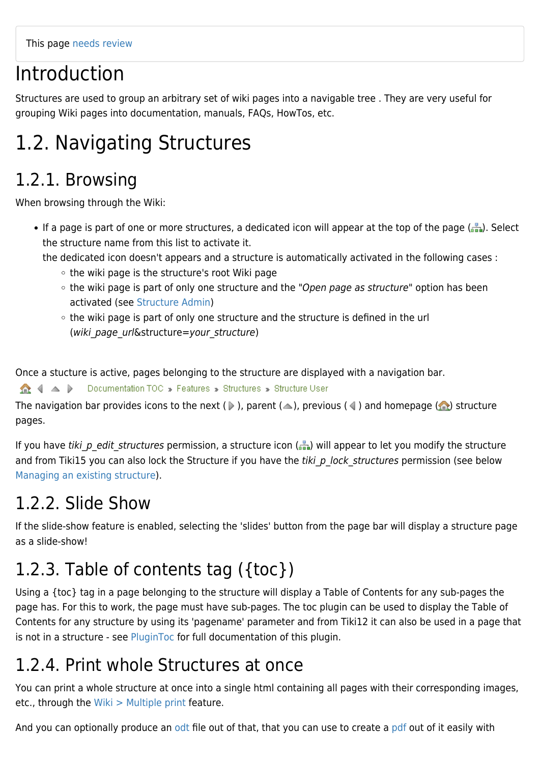This page needs review

# Introduction

Structures are used to group an arbitrary set of wiki pages into a navigable tree . They are very useful for grouping Wiki pages into documentation, manuals, FAQs, HowTos, etc.

# 1.2. Navigating Structures

## 1.2.1. Browsing

When browsing through the Wiki:

- If a page is part of one or more structures, a dedicated icon will appear at the top of the page ( ). Select the structure name from this list to activate it.
  the dedicated icon doesn't appears and a structure is automatically activated in the following cases :
  - the wiki page is the structure's root Wiki page
  - the wiki page is part of only one structure and the "*Open page as structure*" option has been activated (see Structure Admin)
  - the wiki page is part of only one structure and the structure is defined in the url (*wiki_page_url*&structure=*your_structure*)

Once a stucture is active, pages belonging to the structure are displayed with a navigation bar.

Documentation TOC » Features » Structures » Structure User

The navigation bar provides icons to the next ( ), parent ( ), previous ( ) and homepage ( ) structure pages.

If you have *tiki_p_edit_structures* permission, a structure icon ( ) will appear to let you modify the structure and from Tiki15 you can also lock the Structure if you have the *tiki_p_lock_structures* permission (see below Managing an existing structure).

## 1.2.2. Slide Show

If the slide-show feature is enabled, selecting the 'slides' button from the page bar will display a structure page as a slide-show!

## 1.2.3. Table of contents tag ({toc})

Using a {toc} tag in a page belonging to the structure will display a Table of Contents for any sub-pages the page has. For this to work, the page must have sub-pages. The toc plugin can be used to display the Table of Contents for any structure by using its 'pagename' parameter and from Tiki12 it can also be used in a page that is not in a structure - see PluginToc for full documentation of this plugin.

## 1.2.4. Print whole Structures at once

You can print a whole structure at once into a single html containing all pages with their corresponding images, etc., through the Wiki > Multiple print feature.

And you can optionally produce an odt file out of that, that you can use to create a pdf out of it easily with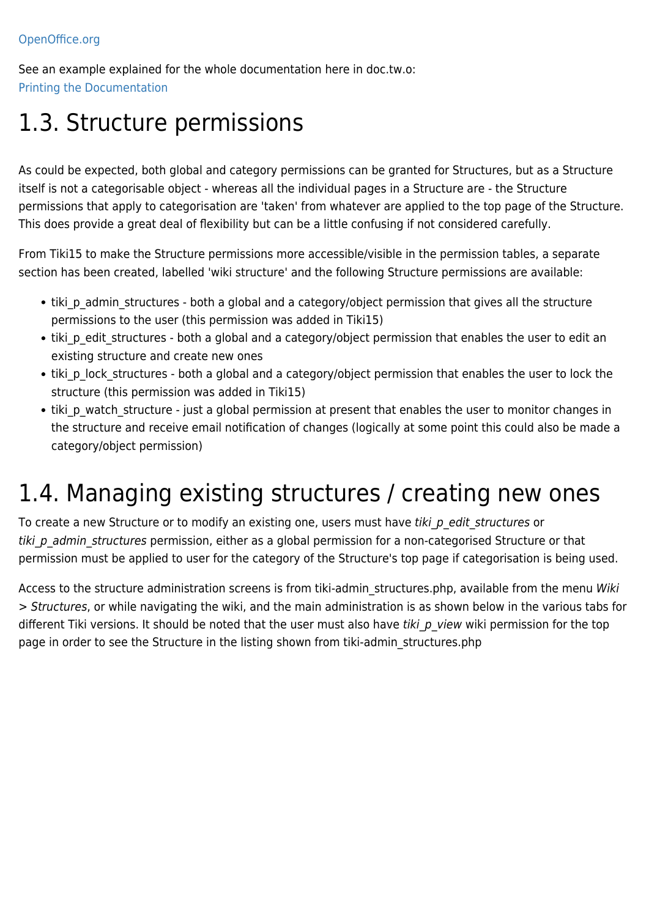OpenOffice.org

See an example explained for the whole documentation here in doc.tw.o:
Printing the Documentation

## 1.3. Structure permissions

As could be expected, both global and category permissions can be granted for Structures, but as a Structure itself is not a categorisable object - whereas all the individual pages in a Structure are - the Structure permissions that apply to categorisation are 'taken' from whatever are applied to the top page of the Structure. This does provide a great deal of flexibility but can be a little confusing if not considered carefully.

From Tiki15 to make the Structure permissions more accessible/visible in the permission tables, a separate section has been created, labelled 'wiki structure' and the following Structure permissions are available:

- tiki_p_admin_structures - both a global and a category/object permission that gives all the structure permissions to the user (this permission was added in Tiki15)
- tiki_p_edit_structures - both a global and a category/object permission that enables the user to edit an existing structure and create new ones
- tiki_p_lock_structures - both a global and a category/object permission that enables the user to lock the structure (this permission was added in Tiki15)
- tiki_p_watch_structure - just a global permission at present that enables the user to monitor changes in the structure and receive email notification of changes (logically at some point this could also be made a category/object permission)

## 1.4. Managing existing structures / creating new ones

To create a new Structure or to modify an existing one, users must have *tiki_p_edit_structures* or *tiki_p_admin_structures* permission, either as a global permission for a non-categorised Structure or that permission must be applied to user for the category of the Structure's top page if categorisation is being used.

Access to the structure administration screens is from tiki-admin_structures.php, available from the menu *Wiki > Structures*, or while navigating the wiki, and the main administration is as shown below in the various tabs for different Tiki versions. It should be noted that the user must also have *tiki_p_view* wiki permission for the top page in order to see the Structure in the listing shown from tiki-admin_structures.php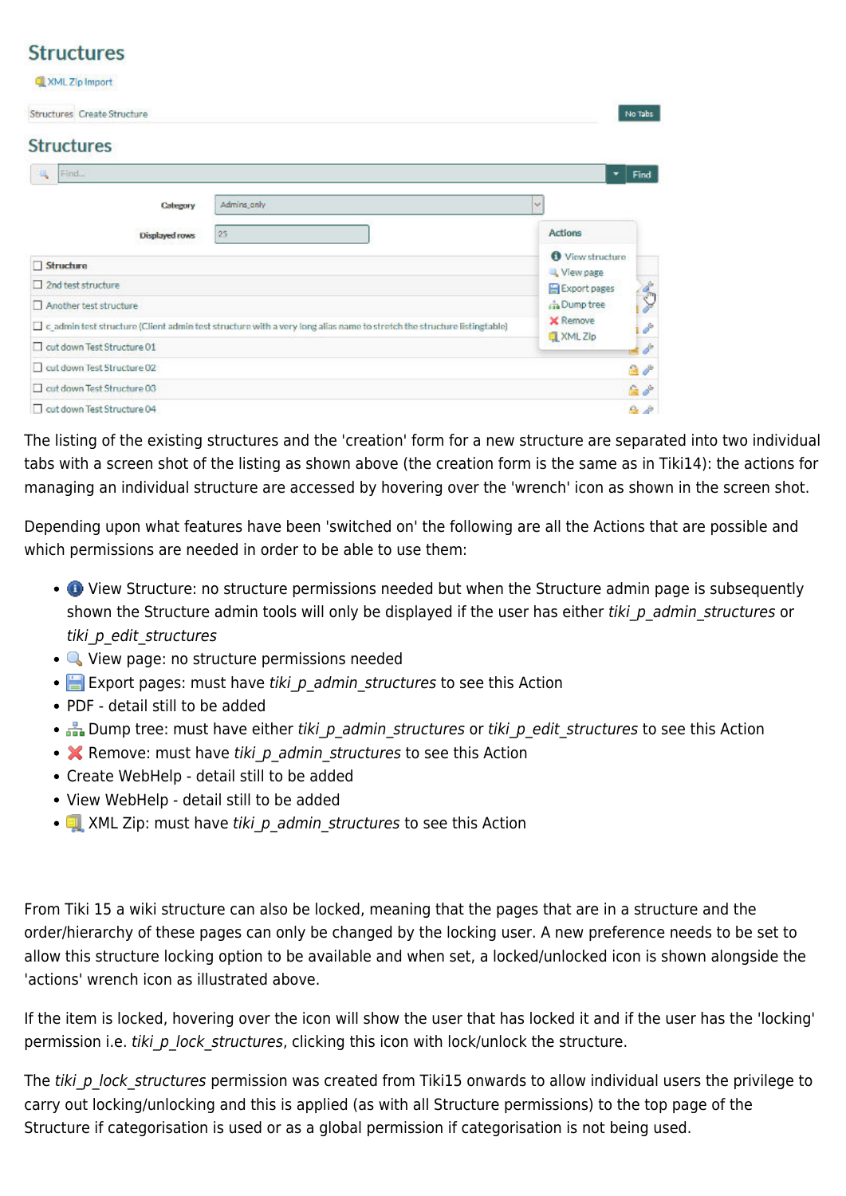The listing of the existing structures and the 'creation' form for a new structure are separated into two individual tabs with a screen shot of the listing as shown above (the creation form is the same as in Tiki14): the actions for managing an individual structure are accessed by hovering over the 'wrench' icon as shown in the screen shot.

Depending upon what features have been 'switched on' the following are all the Actions that are possible and which permissions are needed in order to be able to use them:

- View Structure: no structure permissions needed but when the Structure admin page is subsequently shown the Structure admin tools will only be displayed if the user has either *tiki_p_admin_structures* or *tiki_p_edit_structures*
- View page: no structure permissions needed
- Export pages: must have *tiki_p_admin_structures* to see this Action
- PDF - detail still to be added
- Dump tree: must have either *tiki_p_admin_structures* or *tiki_p_edit_structures* to see this Action
- Remove: must have *tiki_p_admin_structures* to see this Action
- Create WebHelp - detail still to be added
- View WebHelp - detail still to be added
- XML Zip: must have *tiki_p_admin_structures* to see this Action

From Tiki 15 a wiki structure can also be locked, meaning that the pages that are in a structure and the order/hierarchy of these pages can only be changed by the locking user. A new preference needs to be set to allow this structure locking option to be available and when set, a locked/unlocked icon is shown alongside the 'actions' wrench icon as illustrated above.

If the item is locked, hovering over the icon will show the user that has locked it and if the user has the 'locking' permission i.e. *tiki_p_lock_structures*, clicking this icon with lock/unlock the structure.

The *tiki_p_lock_structures* permission was created from Tiki15 onwards to allow individual users the privilege to carry out locking/unlocking and this is applied (as with all Structure permissions) to the top page of the Structure if categorisation is used or as a global permission if categorisation is not being used.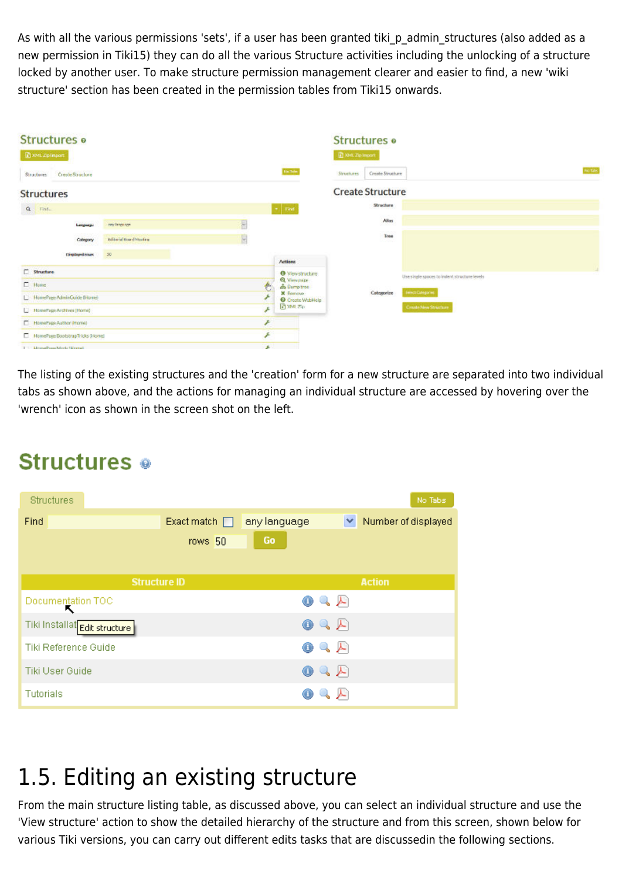As with all the various permissions 'sets', if a user has been granted tiki_p_admin_structures (also added as a new permission in Tiki15) they can do all the various Structure activities including the unlocking of a structure locked by another user. To make structure permission management clearer and easier to find, a new 'wiki structure' section has been created in the permission tables from Tiki15 onwards.

The listing of the existing structures and the 'creation' form for a new structure are separated into two individual tabs as shown above, and the actions for managing an individual structure are accessed by hovering over the 'wrench' icon as shown in the screen shot on the left.

# 1.5. Editing an existing structure

From the main structure listing table, as discussed above, you can select an individual structure and use the 'View structure' action to show the detailed hierarchy of the structure and from this screen, shown below for various Tiki versions, you can carry out different edits tasks that are discussedin the following sections.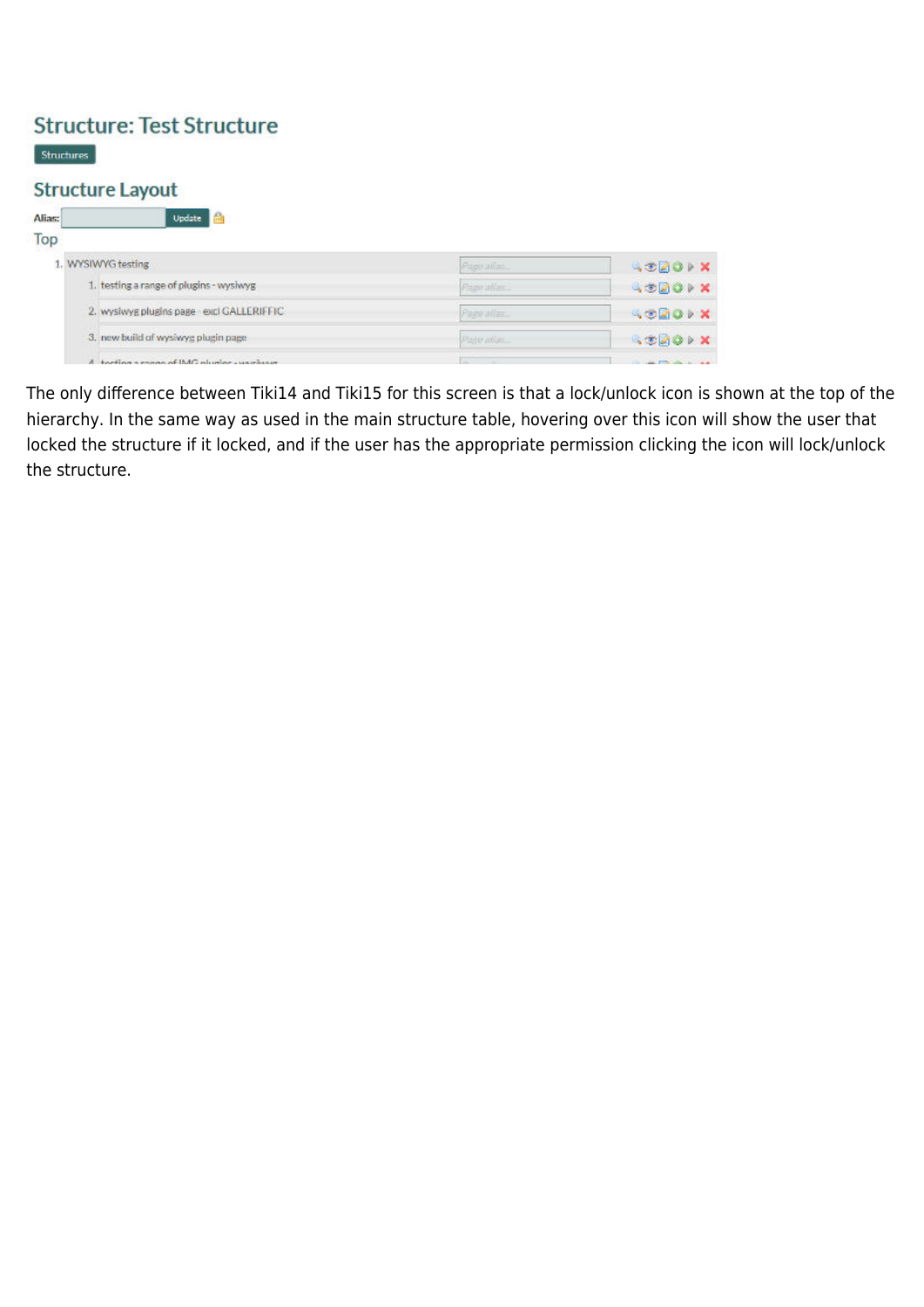# Structure: Test Structure

Structures

## Structure Layout

Alias: Update

Top

1. WYSIWYG testing
   1. testing a range of plugins - wysiwyg
   2. wysiwyg plugins page - excl GALLERIFFIC
   3. new build of wysiwyg plugin page

The only difference between Tiki14 and Tiki15 for this screen is that a lock/unlock icon is shown at the top of the hierarchy. In the same way as used in the main structure table, hovering over this icon will show the user that locked the structure if it locked, and if the user has the appropriate permission clicking the icon will lock/unlock the structure.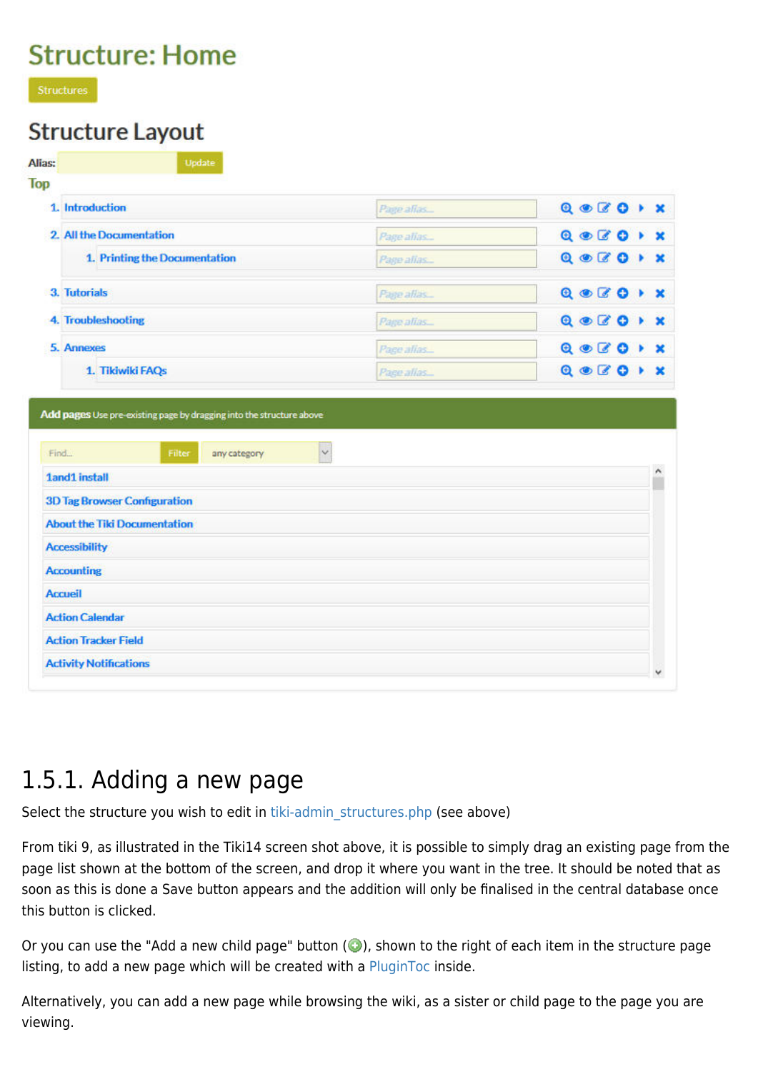# Structure: Home

Structures

## Structure Layout

Alias: Update

Top

1. Introduction
2. All the Documentation
   1. Printing the Documentation
3. Tutorials
4. Troubleshooting
5. Annexes
   1. Tikiwiki FAQs

**Add pages** Use pre-existing page by dragging into the structure above

Find... Filter any category

- 1and1 install
- 3D Tag Browser Configuration
- About the Tiki Documentation
- Accessibility
- Accounting
- Accueil
- Action Calendar
- Action Tracker Field
- Activity Notifications

## 1.5.1. Adding a new page

Select the structure you wish to edit in tiki-admin_structures.php (see above)

From tiki 9, as illustrated in the Tiki14 screen shot above, it is possible to simply drag an existing page from the page list shown at the bottom of the screen, and drop it where you want in the tree. It should be noted that as soon as this is done a Save button appears and the addition will only be finalised in the central database once this button is clicked.

Or you can use the "Add a new child page" button (), shown to the right of each item in the structure page listing, to add a new page which will be created with a PluginToc inside.

Alternatively, you can add a new page while browsing the wiki, as a sister or child page to the page you are viewing.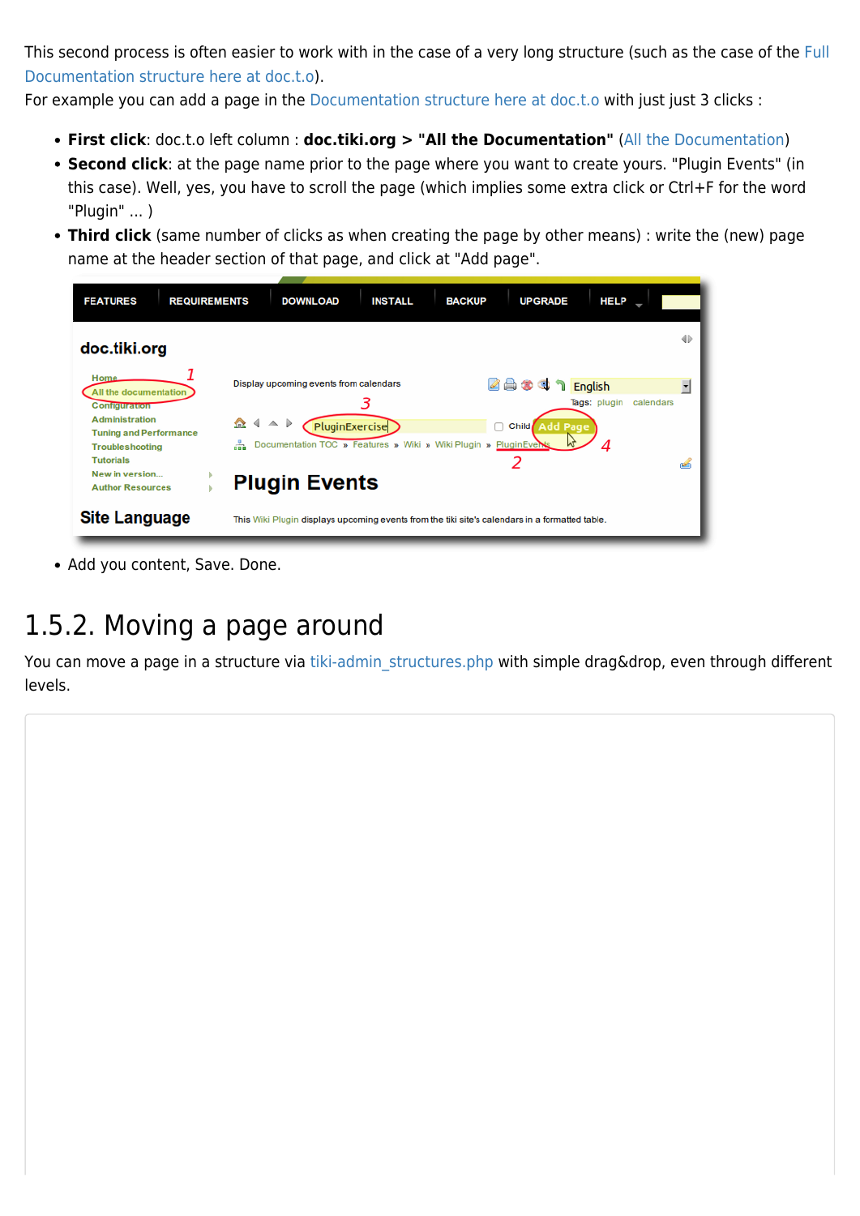This second process is often easier to work with in the case of a very long structure (such as the case of the Full Documentation structure here at doc.t.o).
For example you can add a page in the Documentation structure here at doc.t.o with just just 3 clicks :

- **First click**: doc.t.o left column : **doc.tiki.org > "All the Documentation"** (All the Documentation)
- **Second click**: at the page name prior to the page where you want to create yours. "Plugin Events" (in this case). Well, yes, you have to scroll the page (which implies some extra click or Ctrl+F for the word "Plugin" ... )
- **Third click** (same number of clicks as when creating the page by other means) : write the (new) page name at the header section of that page, and click at "Add page".

- Add you content, Save. Done.

## 1.5.2. Moving a page around

You can move a page in a structure via tiki-admin_structures.php with simple drag&drop, even through different levels.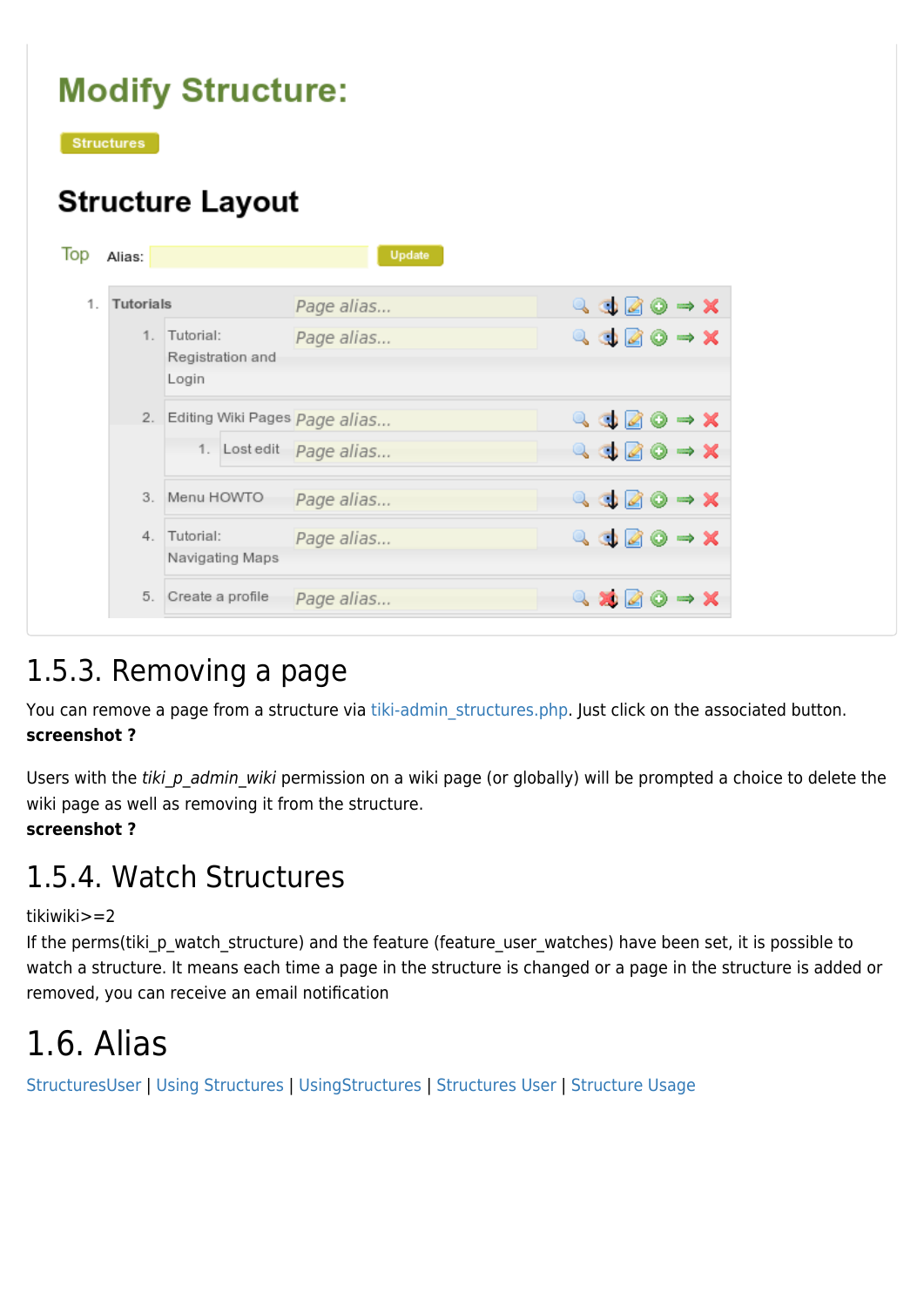## Modify Structure:

Structures

### Structure Layout

Top Alias: Update

1. Tutorials
   1. Tutorial: Registration and Login
   2. Editing Wiki Pages
      1. Lost edit
   3. Menu HOWTO
   4. Tutorial: Navigating Maps
   5. Create a profile

# 1.5.3. Removing a page

You can remove a page from a structure via tiki-admin_structures.php. Just click on the associated button.
**screenshot ?**

Users with the *tiki_p_admin_wiki* permission on a wiki page (or globally) will be prompted a choice to delete the wiki page as well as removing it from the structure.
**screenshot ?**

# 1.5.4. Watch Structures

tikiwiki>=2
If the perms(tiki_p_watch_structure) and the feature (feature_user_watches) have been set, it is possible to watch a structure. It means each time a page in the structure is changed or a page in the structure is added or removed, you can receive an email notification

# 1.6. Alias

StructuresUser | Using Structures | UsingStructures | Structures User | Structure Usage